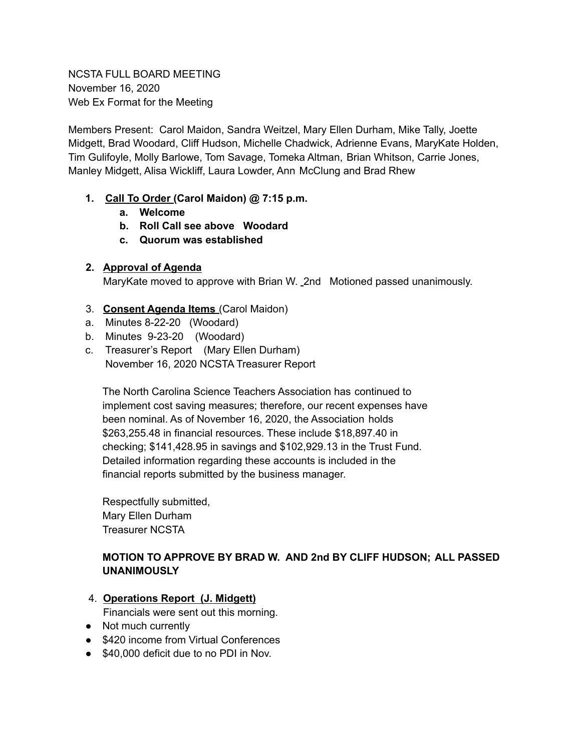NCSTA FULL BOARD MEETING
November 16, 2020
Web Ex Format for the Meeting

Members Present: Carol Maidon, Sandra Weitzel, Mary Ellen Durham, Mike Tally, Joette Midgett, Brad Woodard, Cliff Hudson, Michelle Chadwick, Adrienne Evans, MaryKate Holden, Tim Gulifoyle, Molly Barlowe, Tom Savage, Tomeka Altman, Brian Whitson, Carrie Jones, Manley Midgett, Alisa Wickliff, Laura Lowder, Ann McClung and Brad Rhew

1. **Call To Order (Carol Maidon) @ 7:15 p.m.**
    a. **Welcome**
    b. **Roll Call see above Woodard**
    c. **Quorum was established**

2. **Approval of Agenda**
   MaryKate moved to approve with Brian W. 2nd Motioned passed unanimously.

3. **Consent Agenda Items** (Carol Maidon)

a. Minutes 8-22-20 (Woodard)
b. Minutes 9-23-20 (Woodard)
c. Treasurer's Report (Mary Ellen Durham)
   November 16, 2020 NCSTA Treasurer Report

   The North Carolina Science Teachers Association has continued to implement cost saving measures; therefore, our recent expenses have been nominal. As of November 16, 2020, the Association holds $263,255.48 in financial resources. These include $18,897.40 in checking; $141,428.95 in savings and $102,929.13 in the Trust Fund. Detailed information regarding these accounts is included in the financial reports submitted by the business manager.

   Respectfully submitted,
   Mary Ellen Durham
   Treasurer NCSTA

   **MOTION TO APPROVE BY BRAD W. AND 2nd BY CLIFF HUDSON; ALL PASSED UNANIMOUSLY**

4. **Operations Report (J. Midgett)**
   Financials were sent out this morning.

- Not much currently
- $420 income from Virtual Conferences
- $40,000 deficit due to no PDI in Nov.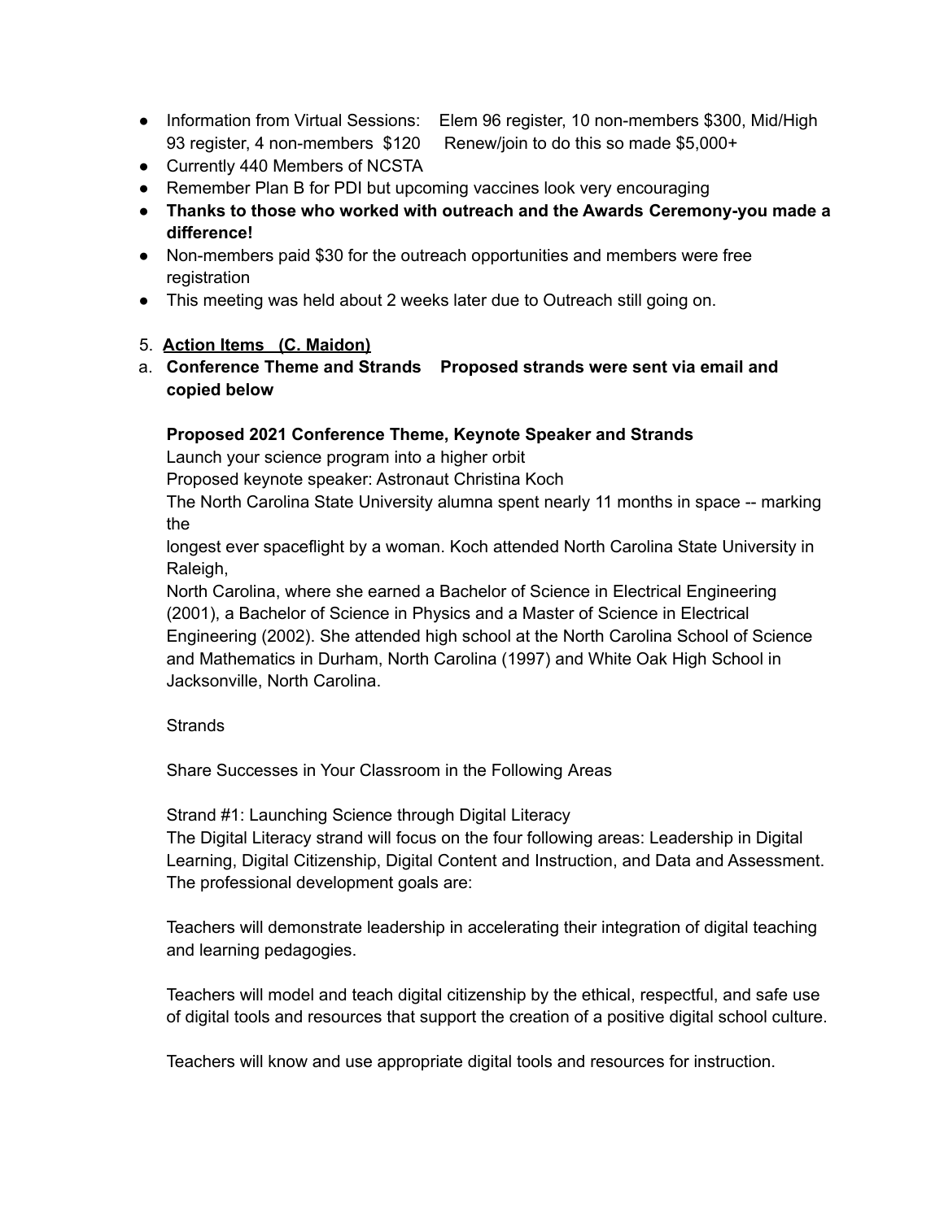- Information from Virtual Sessions: Elem 96 register, 10 non-members $300, Mid/High 93 register, 4 non-members $120 Renew/join to do this so made $5,000+
- Currently 440 Members of NCSTA
- Remember Plan B for PDI but upcoming vaccines look very encouraging
- **Thanks to those who worked with outreach and the Awards Ceremony-you made a difference!**
- Non-members paid $30 for the outreach opportunities and members were free registration
- This meeting was held about 2 weeks later due to Outreach still going on.

5. **<u>Action Items (C. Maidon)</u>**

a. **Conference Theme and Strands Proposed strands were sent via email and copied below**

**Proposed 2021 Conference Theme, Keynote Speaker and Strands**
Launch your science program into a higher orbit
Proposed keynote speaker: Astronaut Christina Koch
The North Carolina State University alumna spent nearly 11 months in space -- marking the
longest ever spaceflight by a woman. Koch attended North Carolina State University in Raleigh,
North Carolina, where she earned a Bachelor of Science in Electrical Engineering (2001), a Bachelor of Science in Physics and a Master of Science in Electrical Engineering (2002). She attended high school at the North Carolina School of Science and Mathematics in Durham, North Carolina (1997) and White Oak High School in Jacksonville, North Carolina.

Strands

Share Successes in Your Classroom in the Following Areas

Strand #1: Launching Science through Digital Literacy
The Digital Literacy strand will focus on the four following areas: Leadership in Digital Learning, Digital Citizenship, Digital Content and Instruction, and Data and Assessment. The professional development goals are:

Teachers will demonstrate leadership in accelerating their integration of digital teaching and learning pedagogies.

Teachers will model and teach digital citizenship by the ethical, respectful, and safe use of digital tools and resources that support the creation of a positive digital school culture.

Teachers will know and use appropriate digital tools and resources for instruction.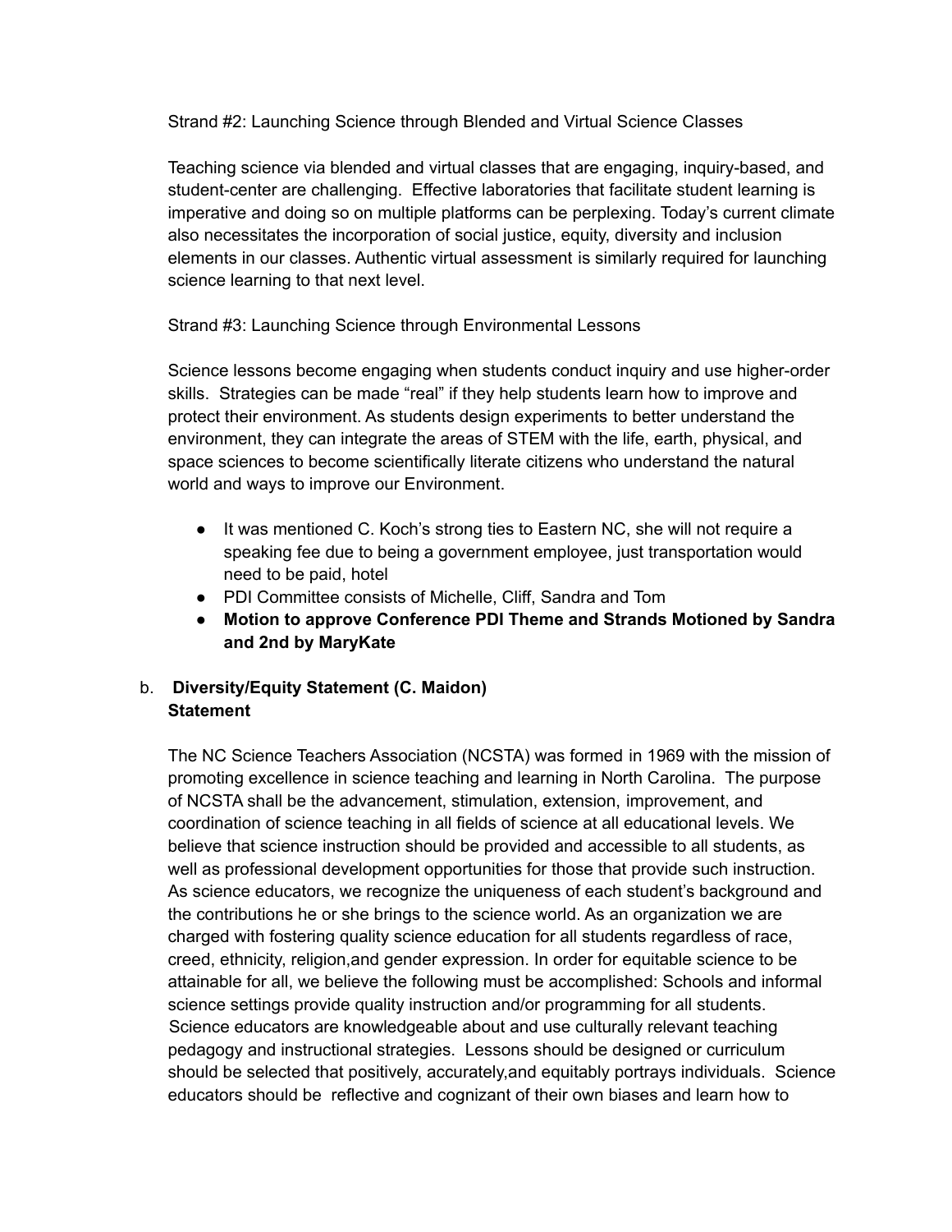Strand #2: Launching Science through Blended and Virtual Science Classes

Teaching science via blended and virtual classes that are engaging, inquiry-based, and student-center are challenging. Effective laboratories that facilitate student learning is imperative and doing so on multiple platforms can be perplexing. Today's current climate also necessitates the incorporation of social justice, equity, diversity and inclusion elements in our classes. Authentic virtual assessment is similarly required for launching science learning to that next level.

Strand #3: Launching Science through Environmental Lessons

Science lessons become engaging when students conduct inquiry and use higher-order skills. Strategies can be made "real" if they help students learn how to improve and protect their environment. As students design experiments to better understand the environment, they can integrate the areas of STEM with the life, earth, physical, and space sciences to become scientifically literate citizens who understand the natural world and ways to improve our Environment.

- It was mentioned C. Koch's strong ties to Eastern NC, she will not require a speaking fee due to being a government employee, just transportation would need to be paid, hotel
- PDI Committee consists of Michelle, Cliff, Sandra and Tom
- **Motion to approve Conference PDI Theme and Strands Motioned by Sandra and 2nd by MaryKate**

b. **Diversity/Equity Statement (C. Maidon)**
**Statement**

The NC Science Teachers Association (NCSTA) was formed in 1969 with the mission of promoting excellence in science teaching and learning in North Carolina. The purpose of NCSTA shall be the advancement, stimulation, extension, improvement, and coordination of science teaching in all fields of science at all educational levels. We believe that science instruction should be provided and accessible to all students, as well as professional development opportunities for those that provide such instruction. As science educators, we recognize the uniqueness of each student's background and the contributions he or she brings to the science world. As an organization we are charged with fostering quality science education for all students regardless of race, creed, ethnicity, religion,and gender expression. In order for equitable science to be attainable for all, we believe the following must be accomplished: Schools and informal science settings provide quality instruction and/or programming for all students. Science educators are knowledgeable about and use culturally relevant teaching pedagogy and instructional strategies. Lessons should be designed or curriculum should be selected that positively, accurately,and equitably portrays individuals. Science educators should be reflective and cognizant of their own biases and learn how to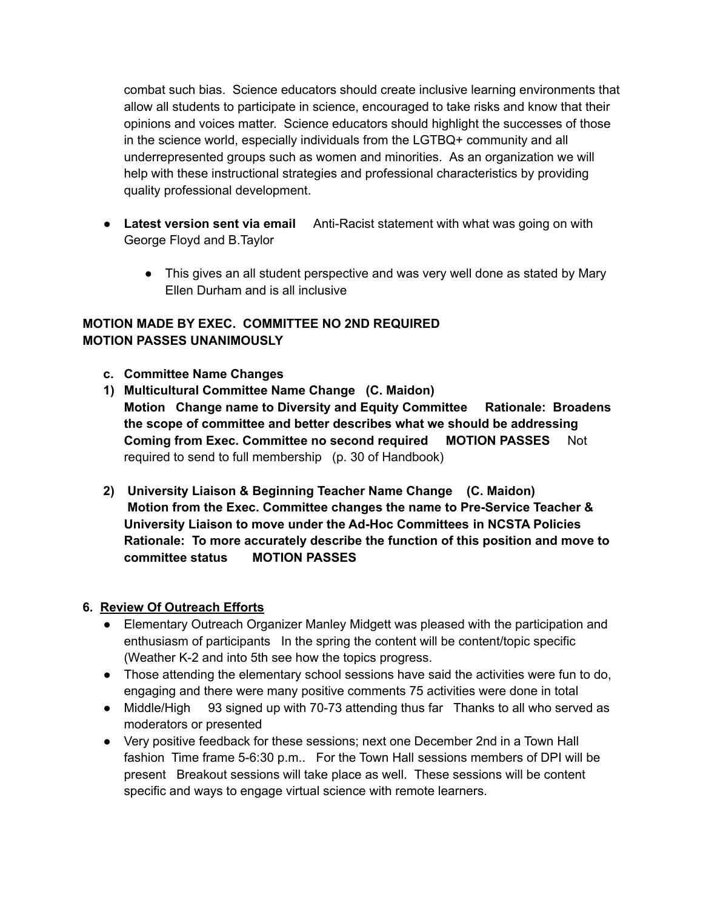combat such bias. Science educators should create inclusive learning environments that allow all students to participate in science, encouraged to take risks and know that their opinions and voices matter. Science educators should highlight the successes of those in the science world, especially individuals from the LGTBQ+ community and all underrepresented groups such as women and minorities. As an organization we will help with these instructional strategies and professional characteristics by providing quality professional development.

- **Latest version sent via email** Anti-Racist statement with what was going on with George Floyd and B.Taylor
  - This gives an all student perspective and was very well done as stated by Mary Ellen Durham and is all inclusive

**MOTION MADE BY EXEC. COMMITTEE NO 2ND REQUIRED**
**MOTION PASSES UNANIMOUSLY**

c. **Committee Name Changes**

1) **Multicultural Committee Name Change (C. Maidon)**
**Motion Change name to Diversity and Equity Committee Rationale: Broadens the scope of committee and better describes what we should be addressing Coming from Exec. Committee no second required MOTION PASSES** Not required to send to full membership (p. 30 of Handbook)

2) **University Liaison & Beginning Teacher Name Change (C. Maidon)**
**Motion from the Exec. Committee changes the name to Pre-Service Teacher & University Liaison to move under the Ad-Hoc Committees in NCSTA Policies Rationale: To more accurately describe the function of this position and move to committee status MOTION PASSES**

**6. <u>Review Of Outreach Efforts</u>**

- Elementary Outreach Organizer Manley Midgett was pleased with the participation and enthusiasm of participants In the spring the content will be content/topic specific (Weather K-2 and into 5th see how the topics progress.
- Those attending the elementary school sessions have said the activities were fun to do, engaging and there were many positive comments 75 activities were done in total
- Middle/High 93 signed up with 70-73 attending thus far Thanks to all who served as moderators or presented
- Very positive feedback for these sessions; next one December 2nd in a Town Hall fashion Time frame 5-6:30 p.m.. For the Town Hall sessions members of DPI will be present Breakout sessions will take place as well. These sessions will be content specific and ways to engage virtual science with remote learners.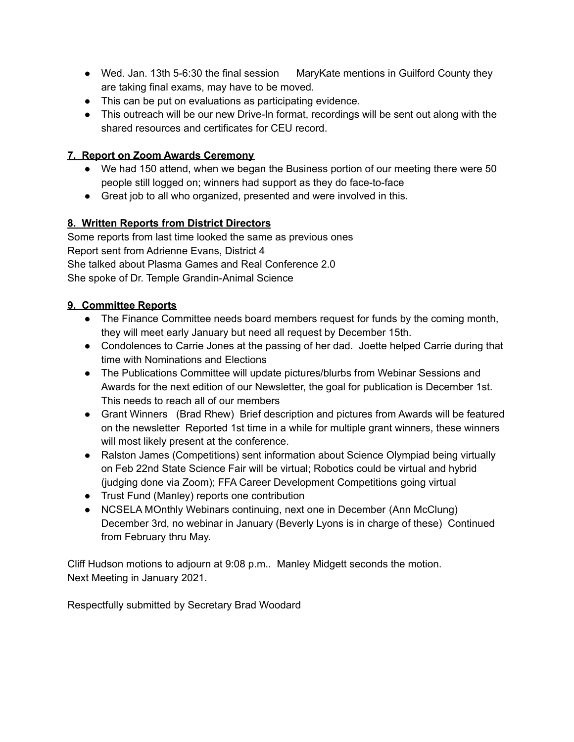- Wed. Jan. 13th 5-6:30 the final session    MaryKate mentions in Guilford County they are taking final exams, may have to be moved.
- This can be put on evaluations as participating evidence.
- This outreach will be our new Drive-In format, recordings will be sent out along with the shared resources and certificates for CEU record.

**7. Report on Zoom Awards Ceremony**

- We had 150 attend, when we began the Business portion of our meeting there were 50 people still logged on; winners had support as they do face-to-face
- Great job to all who organized, presented and were involved in this.

**8. Written Reports from District Directors**

Some reports from last time looked the same as previous ones
Report sent from Adrienne Evans, District 4
She talked about Plasma Games and Real Conference 2.0
She spoke of Dr. Temple Grandin-Animal Science

**9. Committee Reports**

- The Finance Committee needs board members request for funds by the coming month, they will meet early January but need all request by December 15th.
- Condolences to Carrie Jones at the passing of her dad. Joette helped Carrie during that time with Nominations and Elections
- The Publications Committee will update pictures/blurbs from Webinar Sessions and Awards for the next edition of our Newsletter, the goal for publication is December 1st. This needs to reach all of our members
- Grant Winners (Brad Rhew) Brief description and pictures from Awards will be featured on the newsletter Reported 1st time in a while for multiple grant winners, these winners will most likely present at the conference.
- Ralston James (Competitions) sent information about Science Olympiad being virtually on Feb 22nd State Science Fair will be virtual; Robotics could be virtual and hybrid (judging done via Zoom); FFA Career Development Competitions going virtual
- Trust Fund (Manley) reports one contribution
- NCSELA MOnthly Webinars continuing, next one in December (Ann McClung) December 3rd, no webinar in January (Beverly Lyons is in charge of these) Continued from February thru May.

Cliff Hudson motions to adjourn at 9:08 p.m.. Manley Midgett seconds the motion.
Next Meeting in January 2021.

Respectfully submitted by Secretary Brad Woodard